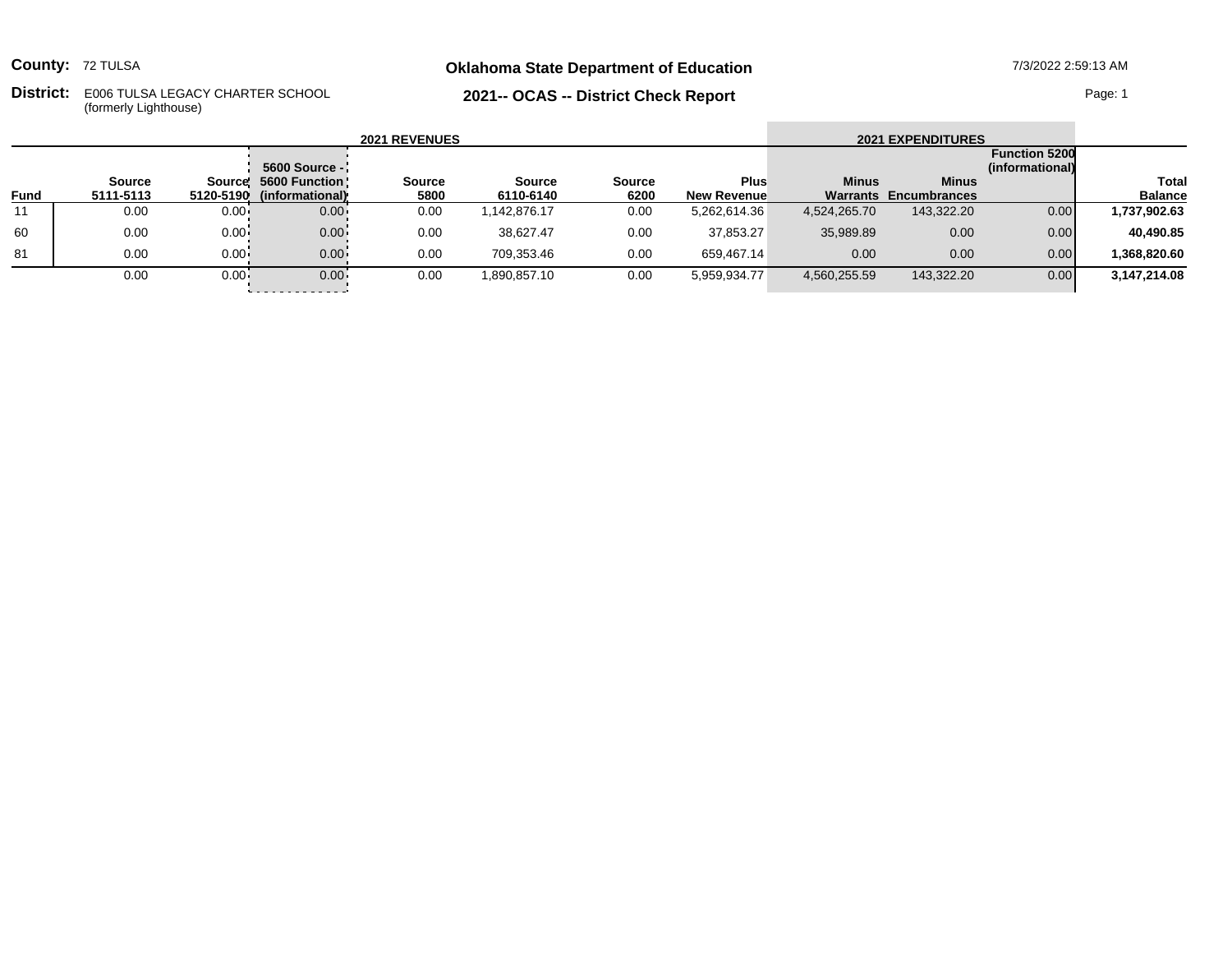**County:** 72 TULSA

**District:** E006 TULSA LEGACY CHARTER SCHOOL (formerly Lighthouse)

## Oklahoma State Department of Education

## 2021-- OCAS -- District Check Report

7/3/2022 2:59:13 AM

| | 2021 REVENUES | | | | | | | 2021 EXPENDITURES | | | |
|---|---|---|---|---|---|---|---|---|---|---|---|
| Fund | Source 5111-5113 | Source 5120-5190 | 5600 Source - 5600 Function (informational) | Source 5800 | Source 6110-6140 | Source 6200 | Plus New Revenue | Minus Warrants | Minus Encumbrances | Function 5200 (informational) | Total Balance |
| 11 | 0.00 | 0.00 | 0.00 | 0.00 | 1,142,876.17 | 0.00 | 5,262,614.36 | 4,524,265.70 | 143,322.20 | 0.00 | **1,737,902.63** |
| 60 | 0.00 | 0.00 | 0.00 | 0.00 | 38,627.47 | 0.00 | 37,853.27 | 35,989.89 | 0.00 | 0.00 | **40,490.85** |
| 81 | 0.00 | 0.00 | 0.00 | 0.00 | 709,353.46 | 0.00 | 659,467.14 | 0.00 | 0.00 | 0.00 | **1,368,820.60** |
| | 0.00 | 0.00 | 0.00 | 0.00 | 1,890,857.10 | 0.00 | 5,959,934.77 | 4,560,255.59 | 143,322.20 | 0.00 | **3,147,214.08** |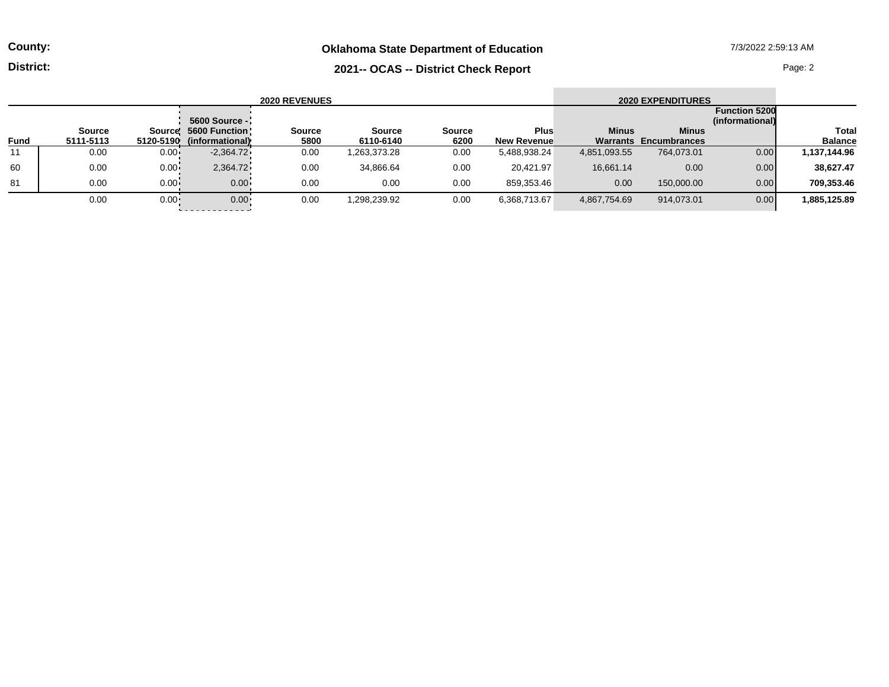**County:**

**District:**

**Oklahoma State Department of Education**

**2021-- OCAS -- District Check Report**

7/3/2022 2:59:13 AM

| | 2020 REVENUES | | | | | | | 2020 EXPENDITURES | | | |
|---|---|---|---|---|---|---|---|---|---|---|---|
| **Fund** | **Source 5111-5113** | **Source 5120-5190** | **5600 Source - 5600 Function (informational)** | **Source 5800** | **Source 6110-6140** | **Source 6200** | **Plus New Revenue** | **Minus Warrants** | **Minus Encumbrances** | **Function 5200 (informational)** | **Total Balance** |
| 11 | 0.00 | 0.00 | -2,364.72 | 0.00 | 1,263,373.28 | 0.00 | 5,488,938.24 | 4,851,093.55 | 764,073.01 | 0.00 | **1,137,144.96** |
| 60 | 0.00 | 0.00 | 2,364.72 | 0.00 | 34,866.64 | 0.00 | 20,421.97 | 16,661.14 | 0.00 | 0.00 | **38,627.47** |
| 81 | 0.00 | 0.00 | 0.00 | 0.00 | 0.00 | 0.00 | 859,353.46 | 0.00 | 150,000.00 | 0.00 | **709,353.46** |
| | 0.00 | 0.00 | 0.00 | 0.00 | 1,298,239.92 | 0.00 | 6,368,713.67 | 4,867,754.69 | 914,073.01 | 0.00 | **1,885,125.89** |